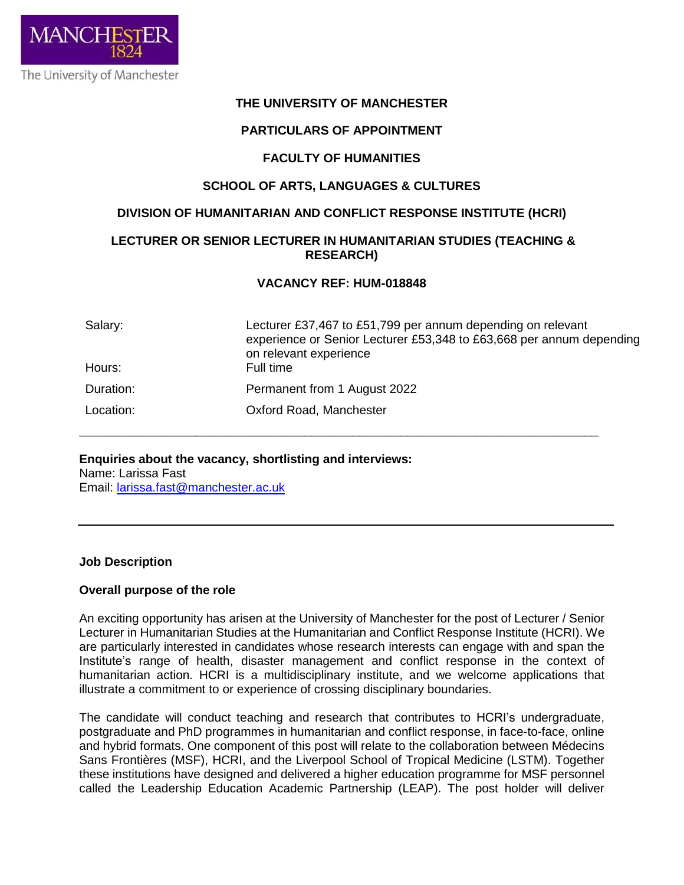**THE UNIVERSITY OF MANCHESTER**

**PARTICULARS OF APPOINTMENT**

**FACULTY OF HUMANITIES**

**SCHOOL OF ARTS, LANGUAGES & CULTURES**

**DIVISION OF HUMANITARIAN AND CONFLICT RESPONSE INSTITUTE (HCRI)**

**LECTURER OR SENIOR LECTURER IN HUMANITARIAN STUDIES (TEACHING & RESEARCH)**

**VACANCY REF: HUM-018848**

| | |
|---|---|
| Salary: | Lecturer £37,467 to £51,799 per annum depending on relevant experience or Senior Lecturer £53,348 to £63,668 per annum depending on relevant experience |
| Hours: | Full time |
| Duration: | Permanent from 1 August 2022 |
| Location: | Oxford Road, Manchester |

---

**Enquiries about the vacancy, shortlisting and interviews:**
Name: Larissa Fast
Email: larissa.fast@manchester.ac.uk

---

**Job Description**

**Overall purpose of the role**

An exciting opportunity has arisen at the University of Manchester for the post of Lecturer / Senior Lecturer in Humanitarian Studies at the Humanitarian and Conflict Response Institute (HCRI). We are particularly interested in candidates whose research interests can engage with and span the Institute's range of health, disaster management and conflict response in the context of humanitarian action. HCRI is a multidisciplinary institute, and we welcome applications that illustrate a commitment to or experience of crossing disciplinary boundaries.

The candidate will conduct teaching and research that contributes to HCRI's undergraduate, postgraduate and PhD programmes in humanitarian and conflict response, in face-to-face, online and hybrid formats. One component of this post will relate to the collaboration between Médecins Sans Frontières (MSF), HCRI, and the Liverpool School of Tropical Medicine (LSTM). Together these institutions have designed and delivered a higher education programme for MSF personnel called the Leadership Education Academic Partnership (LEAP). The post holder will deliver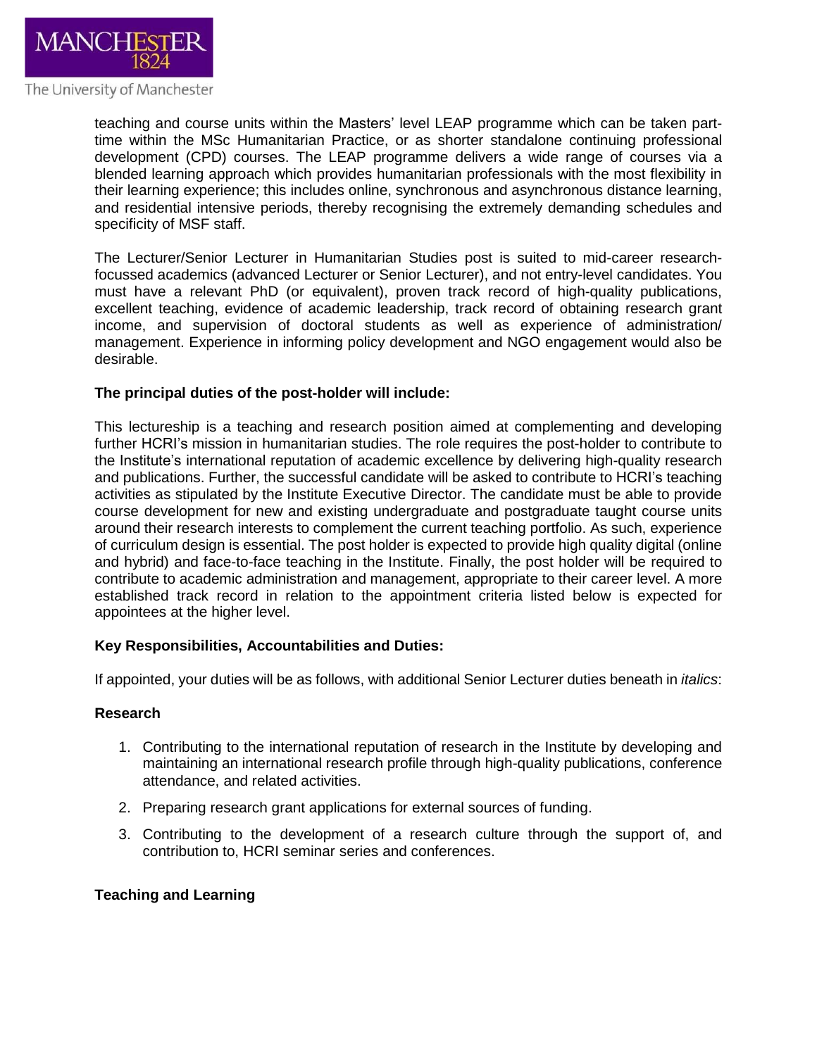teaching and course units within the Masters' level LEAP programme which can be taken part-time within the MSc Humanitarian Practice, or as shorter standalone continuing professional development (CPD) courses. The LEAP programme delivers a wide range of courses via a blended learning approach which provides humanitarian professionals with the most flexibility in their learning experience; this includes online, synchronous and asynchronous distance learning, and residential intensive periods, thereby recognising the extremely demanding schedules and specificity of MSF staff.

The Lecturer/Senior Lecturer in Humanitarian Studies post is suited to mid-career research-focussed academics (advanced Lecturer or Senior Lecturer), and not entry-level candidates. You must have a relevant PhD (or equivalent), proven track record of high-quality publications, excellent teaching, evidence of academic leadership, track record of obtaining research grant income, and supervision of doctoral students as well as experience of administration/ management. Experience in informing policy development and NGO engagement would also be desirable.

**The principal duties of the post-holder will include:**

This lectureship is a teaching and research position aimed at complementing and developing further HCRI's mission in humanitarian studies. The role requires the post-holder to contribute to the Institute's international reputation of academic excellence by delivering high-quality research and publications. Further, the successful candidate will be asked to contribute to HCRI's teaching activities as stipulated by the Institute Executive Director. The candidate must be able to provide course development for new and existing undergraduate and postgraduate taught course units around their research interests to complement the current teaching portfolio. As such, experience of curriculum design is essential. The post holder is expected to provide high quality digital (online and hybrid) and face-to-face teaching in the Institute. Finally, the post holder will be required to contribute to academic administration and management, appropriate to their career level. A more established track record in relation to the appointment criteria listed below is expected for appointees at the higher level.

**Key Responsibilities, Accountabilities and Duties:**

If appointed, your duties will be as follows, with additional Senior Lecturer duties beneath in *italics*:

**Research**

1. Contributing to the international reputation of research in the Institute by developing and maintaining an international research profile through high-quality publications, conference attendance, and related activities.
2. Preparing research grant applications for external sources of funding.
3. Contributing to the development of a research culture through the support of, and contribution to, HCRI seminar series and conferences.

**Teaching and Learning**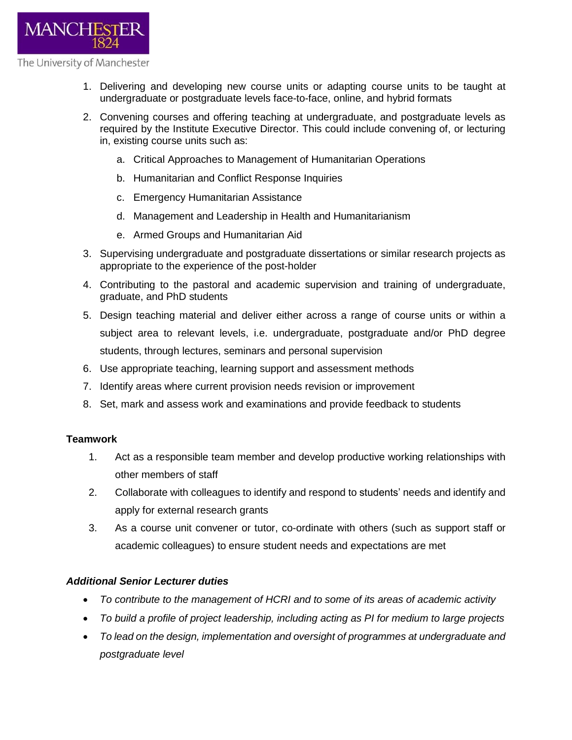1. Delivering and developing new course units or adapting course units to be taught at undergraduate or postgraduate levels face-to-face, online, and hybrid formats
2. Convening courses and offering teaching at undergraduate, and postgraduate levels as required by the Institute Executive Director. This could include convening of, or lecturing in, existing course units such as:
    a. Critical Approaches to Management of Humanitarian Operations
    b. Humanitarian and Conflict Response Inquiries
    c. Emergency Humanitarian Assistance
    d. Management and Leadership in Health and Humanitarianism
    e. Armed Groups and Humanitarian Aid
3. Supervising undergraduate and postgraduate dissertations or similar research projects as appropriate to the experience of the post-holder
4. Contributing to the pastoral and academic supervision and training of undergraduate, graduate, and PhD students
5. Design teaching material and deliver either across a range of course units or within a subject area to relevant levels, i.e. undergraduate, postgraduate and/or PhD degree students, through lectures, seminars and personal supervision
6. Use appropriate teaching, learning support and assessment methods
7. Identify areas where current provision needs revision or improvement
8. Set, mark and assess work and examinations and provide feedback to students

**Teamwork**

1. Act as a responsible team member and develop productive working relationships with other members of staff
2. Collaborate with colleagues to identify and respond to students' needs and identify and apply for external research grants
3. As a course unit convener or tutor, co-ordinate with others (such as support staff or academic colleagues) to ensure student needs and expectations are met

***Additional Senior Lecturer duties***

- *To contribute to the management of HCRI and to some of its areas of academic activity*
- *To build a profile of project leadership, including acting as PI for medium to large projects*
- *To lead on the design, implementation and oversight of programmes at undergraduate and postgraduate level*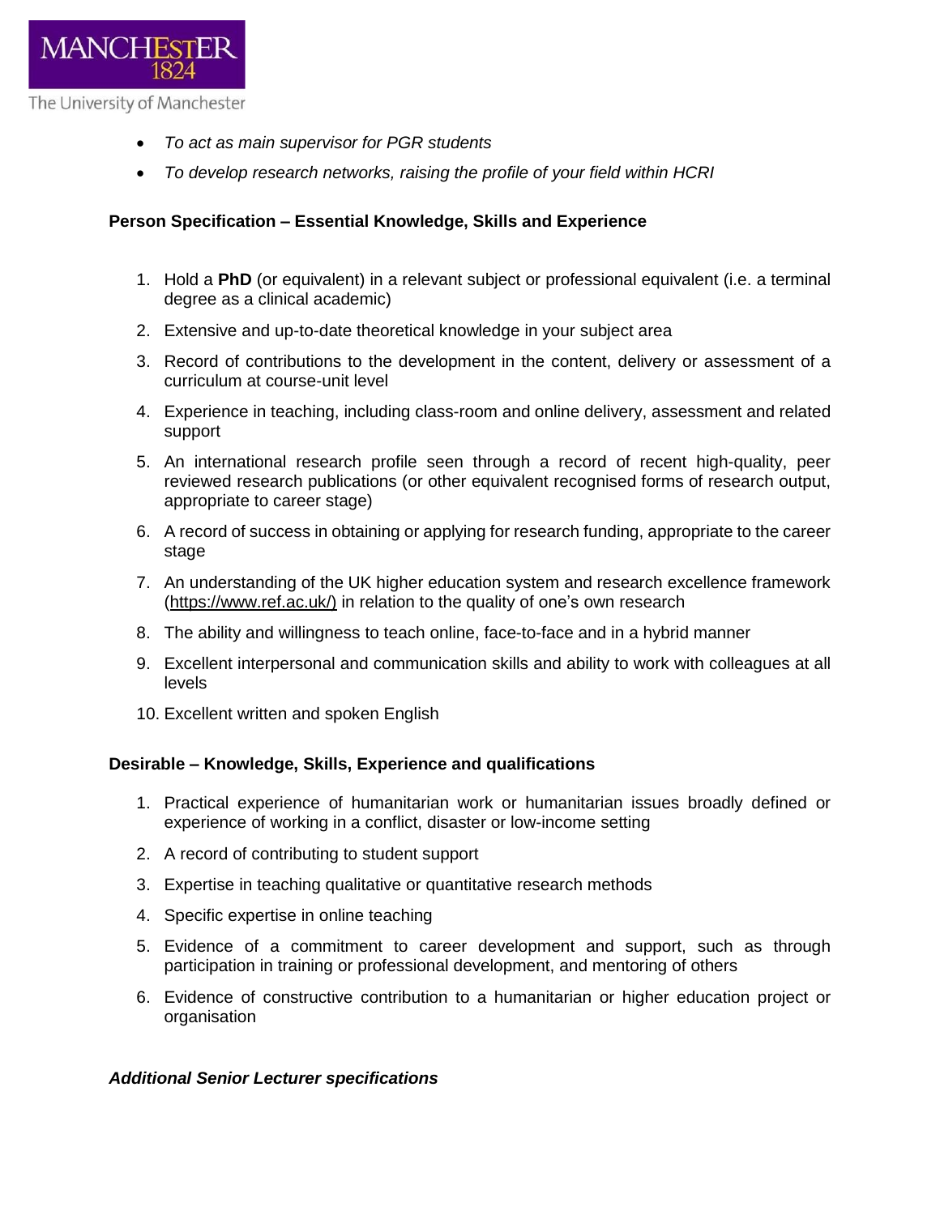- *To act as main supervisor for PGR students*
- *To develop research networks, raising the profile of your field within HCRI*

**Person Specification – Essential Knowledge, Skills and Experience**

1. Hold a **PhD** (or equivalent) in a relevant subject or professional equivalent (i.e. a terminal degree as a clinical academic)
2. Extensive and up-to-date theoretical knowledge in your subject area
3. Record of contributions to the development in the content, delivery or assessment of a curriculum at course-unit level
4. Experience in teaching, including class-room and online delivery, assessment and related support
5. An international research profile seen through a record of recent high-quality, peer reviewed research publications (or other equivalent recognised forms of research output, appropriate to career stage)
6. A record of success in obtaining or applying for research funding, appropriate to the career stage
7. An understanding of the UK higher education system and research excellence framework (https://www.ref.ac.uk/) in relation to the quality of one's own research
8. The ability and willingness to teach online, face-to-face and in a hybrid manner
9. Excellent interpersonal and communication skills and ability to work with colleagues at all levels
10. Excellent written and spoken English

**Desirable – Knowledge, Skills, Experience and qualifications**

1. Practical experience of humanitarian work or humanitarian issues broadly defined or experience of working in a conflict, disaster or low-income setting
2. A record of contributing to student support
3. Expertise in teaching qualitative or quantitative research methods
4. Specific expertise in online teaching
5. Evidence of a commitment to career development and support, such as through participation in training or professional development, and mentoring of others
6. Evidence of constructive contribution to a humanitarian or higher education project or organisation

***Additional Senior Lecturer specifications***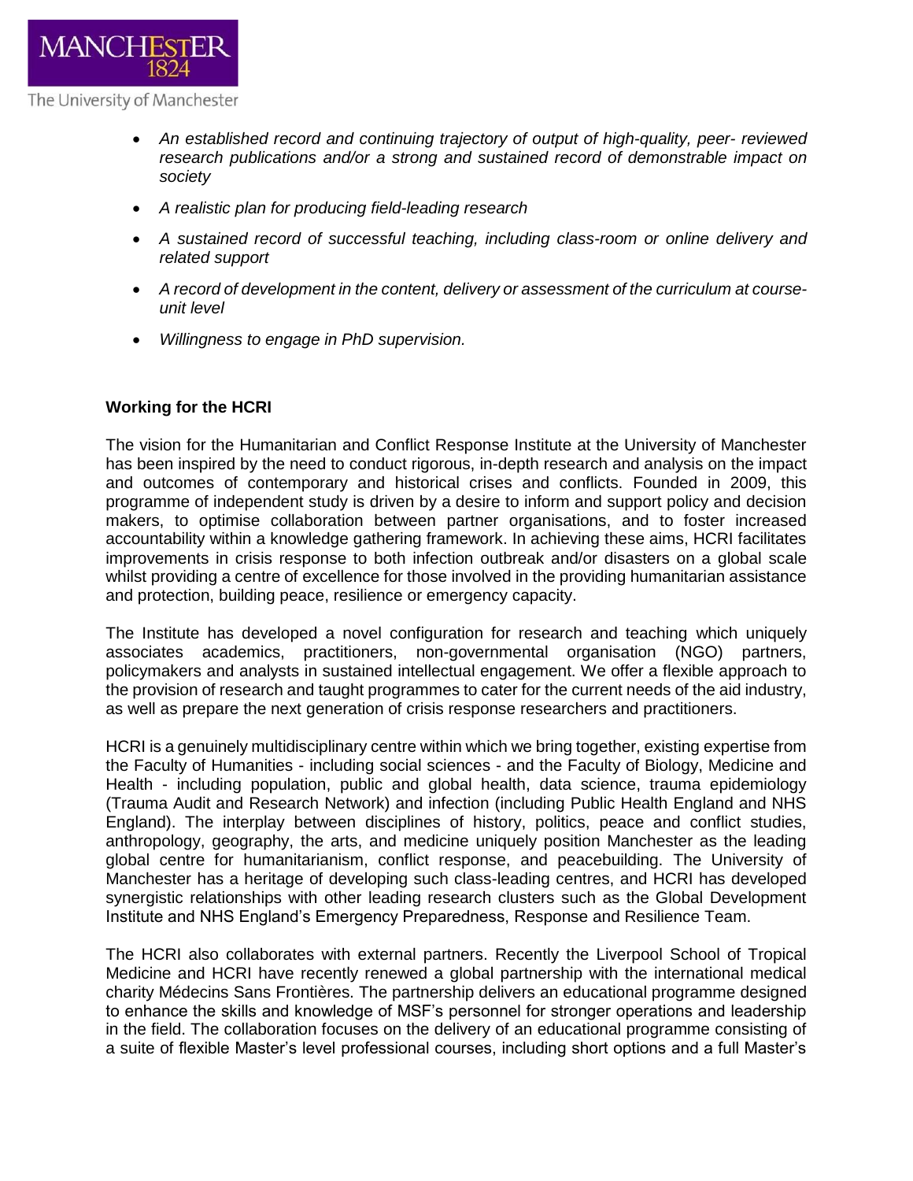- *An established record and continuing trajectory of output of high-quality, peer- reviewed research publications and/or a strong and sustained record of demonstrable impact on society*
- *A realistic plan for producing field-leading research*
- *A sustained record of successful teaching, including class-room or online delivery and related support*
- *A record of development in the content, delivery or assessment of the curriculum at course-unit level*
- *Willingness to engage in PhD supervision.*

**Working for the HCRI**

The vision for the Humanitarian and Conflict Response Institute at the University of Manchester has been inspired by the need to conduct rigorous, in-depth research and analysis on the impact and outcomes of contemporary and historical crises and conflicts. Founded in 2009, this programme of independent study is driven by a desire to inform and support policy and decision makers, to optimise collaboration between partner organisations, and to foster increased accountability within a knowledge gathering framework. In achieving these aims, HCRI facilitates improvements in crisis response to both infection outbreak and/or disasters on a global scale whilst providing a centre of excellence for those involved in the providing humanitarian assistance and protection, building peace, resilience or emergency capacity.

The Institute has developed a novel configuration for research and teaching which uniquely associates academics, practitioners, non-governmental organisation (NGO) partners, policymakers and analysts in sustained intellectual engagement. We offer a flexible approach to the provision of research and taught programmes to cater for the current needs of the aid industry, as well as prepare the next generation of crisis response researchers and practitioners.

HCRI is a genuinely multidisciplinary centre within which we bring together, existing expertise from the Faculty of Humanities - including social sciences - and the Faculty of Biology, Medicine and Health - including population, public and global health, data science, trauma epidemiology (Trauma Audit and Research Network) and infection (including Public Health England and NHS England). The interplay between disciplines of history, politics, peace and conflict studies, anthropology, geography, the arts, and medicine uniquely position Manchester as the leading global centre for humanitarianism, conflict response, and peacebuilding. The University of Manchester has a heritage of developing such class-leading centres, and HCRI has developed synergistic relationships with other leading research clusters such as the Global Development Institute and NHS England's Emergency Preparedness, Response and Resilience Team.

The HCRI also collaborates with external partners. Recently the Liverpool School of Tropical Medicine and HCRI have recently renewed a global partnership with the international medical charity Médecins Sans Frontières. The partnership delivers an educational programme designed to enhance the skills and knowledge of MSF's personnel for stronger operations and leadership in the field. The collaboration focuses on the delivery of an educational programme consisting of a suite of flexible Master's level professional courses, including short options and a full Master's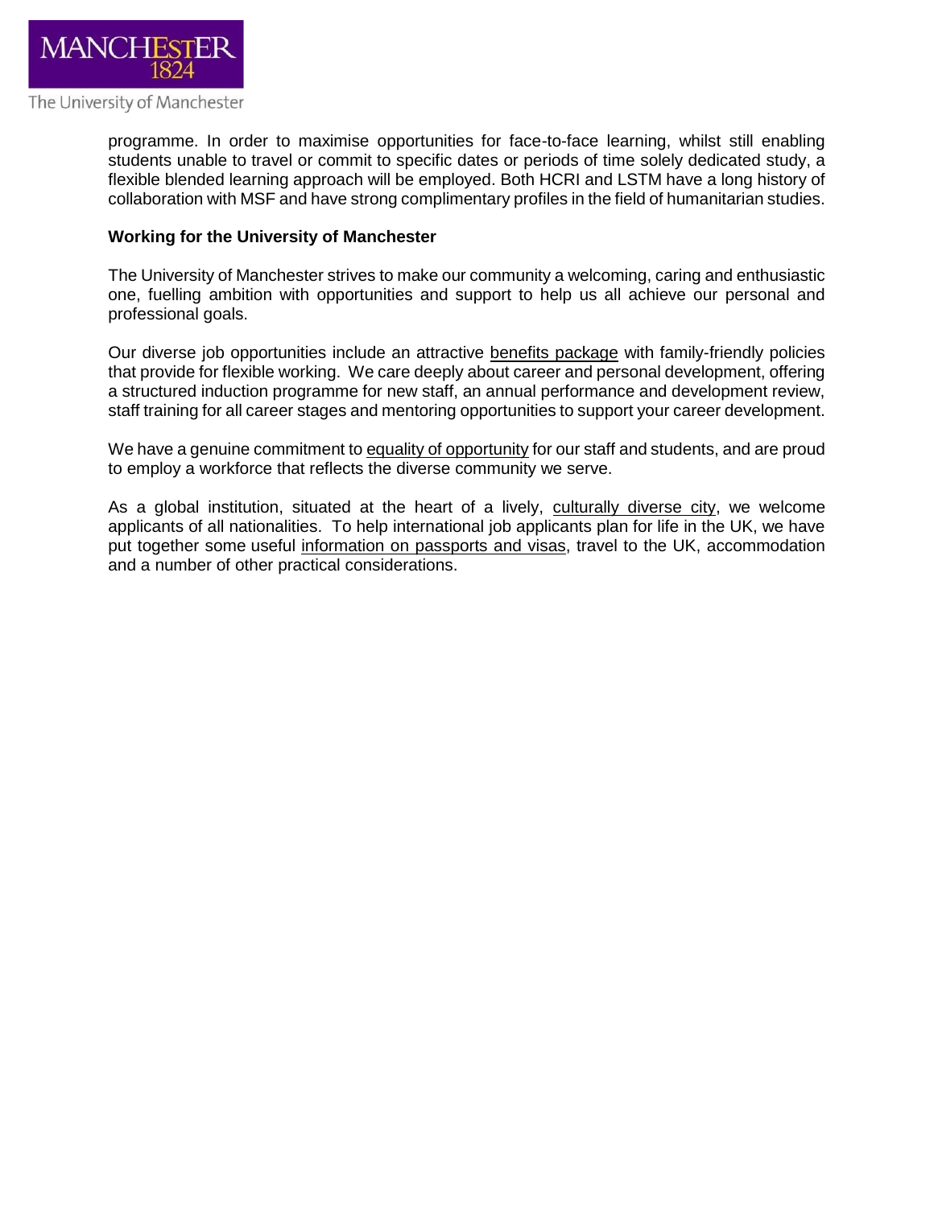programme. In order to maximise opportunities for face-to-face learning, whilst still enabling students unable to travel or commit to specific dates or periods of time solely dedicated study, a flexible blended learning approach will be employed. Both HCRI and LSTM have a long history of collaboration with MSF and have strong complimentary profiles in the field of humanitarian studies.

**Working for the University of Manchester**

The University of Manchester strives to make our community a welcoming, caring and enthusiastic one, fuelling ambition with opportunities and support to help us all achieve our personal and professional goals.

Our diverse job opportunities include an attractive benefits package with family-friendly policies that provide for flexible working. We care deeply about career and personal development, offering a structured induction programme for new staff, an annual performance and development review, staff training for all career stages and mentoring opportunities to support your career development.

We have a genuine commitment to equality of opportunity for our staff and students, and are proud to employ a workforce that reflects the diverse community we serve.

As a global institution, situated at the heart of a lively, culturally diverse city, we welcome applicants of all nationalities. To help international job applicants plan for life in the UK, we have put together some useful information on passports and visas, travel to the UK, accommodation and a number of other practical considerations.